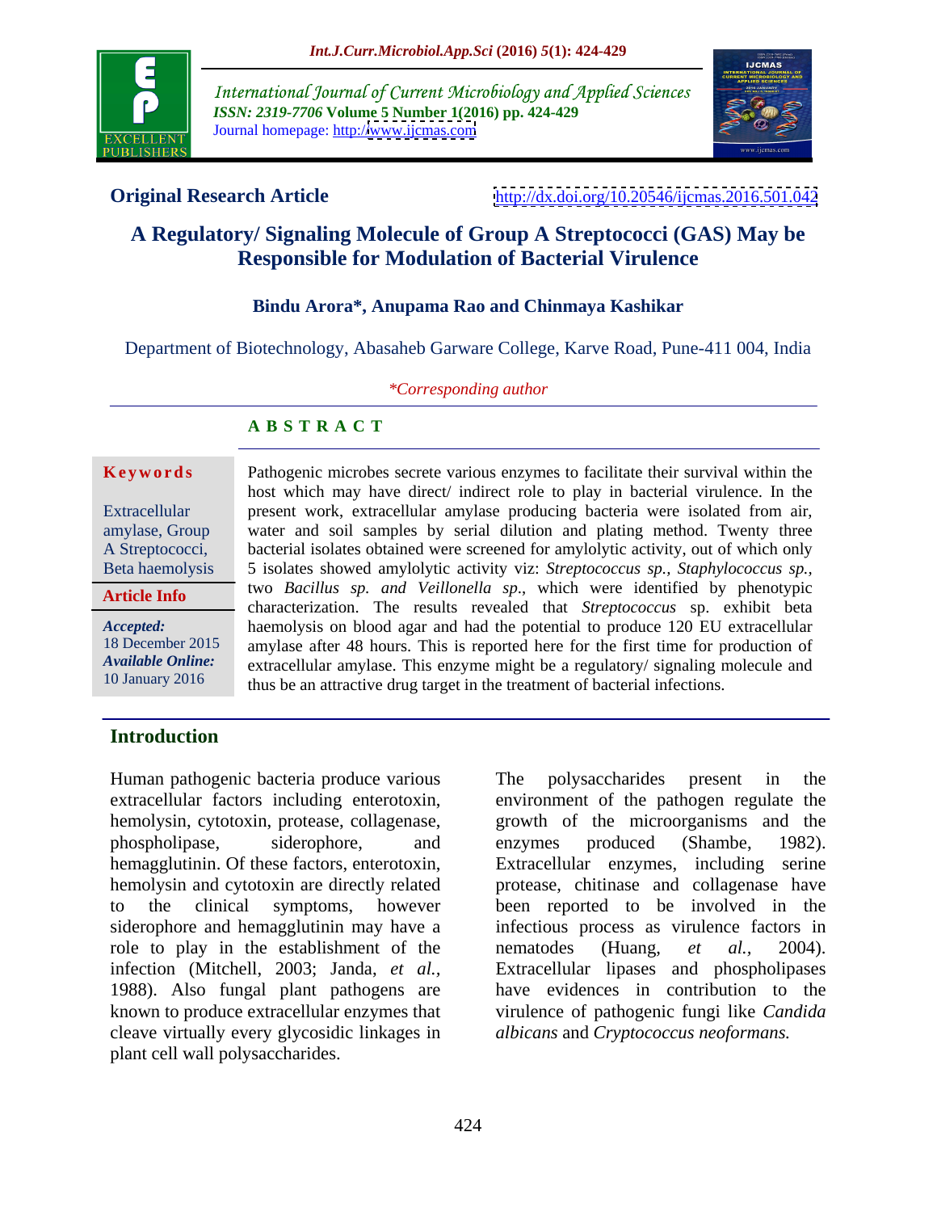International Journal of Current Microbiology and Applied Sciences
*ISSN: 2319-7706* **Volume 5 Number 1(2016) pp. 424-429**
Journal homepage: http://www.ijcmas.com

**Original Research Article** http://dx.doi.org/10.20546/ijcmas.2016.501.042

# A Regulatory/ Signaling Molecule of Group A Streptococci (GAS) May be Responsible for Modulation of Bacterial Virulence

**Bindu Arora\*, Anupama Rao and Chinmaya Kashikar**

Department of Biotechnology, Abasaheb Garware College, Karve Road, Pune-411 004, India

*\*Corresponding author*

## ABSTRACT

**Keywords**

Extracellular amylase, Group A Streptococci, Beta haemolysis

**Article Info**

*Accepted:* 18 December 2015
*Available Online:* 10 January 2016

Pathogenic microbes secrete various enzymes to facilitate their survival within the host which may have direct/ indirect role to play in bacterial virulence. In the present work, extracellular amylase producing bacteria were isolated from air, water and soil samples by serial dilution and plating method. Twenty three bacterial isolates obtained were screened for amylolytic activity, out of which only 5 isolates showed amylolytic activity viz: *Streptococcus sp., Staphylococcus sp.,* two *Bacillus sp. and Veillonella sp*., which were identified by phenotypic characterization. The results revealed that *Streptococcus* sp. exhibit beta haemolysis on blood agar and had the potential to produce 120 EU extracellular amylase after 48 hours. This is reported here for the first time for production of extracellular amylase. This enzyme might be a regulatory/ signaling molecule and thus be an attractive drug target in the treatment of bacterial infections.

## Introduction

Human pathogenic bacteria produce various extracellular factors including enterotoxin, hemolysin, cytotoxin, protease, collagenase, phospholipase, siderophore, and hemagglutinin. Of these factors, enterotoxin, hemolysin and cytotoxin are directly related to the clinical symptoms, however siderophore and hemagglutinin may have a role to play in the establishment of the infection (Mitchell, 2003; Janda, *et al.*, 1988). Also fungal plant pathogens are known to produce extracellular enzymes that cleave virtually every glycosidic linkages in plant cell wall polysaccharides.

The polysaccharides present in the environment of the pathogen regulate the growth of the microorganisms and the enzymes produced (Shambe, 1982). Extracellular enzymes, including serine protease, chitinase and collagenase have been reported to be involved in the infectious process as virulence factors in nematodes (Huang, *et al.*, 2004). Extracellular lipases and phospholipases have evidences in contribution to the virulence of pathogenic fungi like *Candida albicans* and *Cryptococcus neoformans.*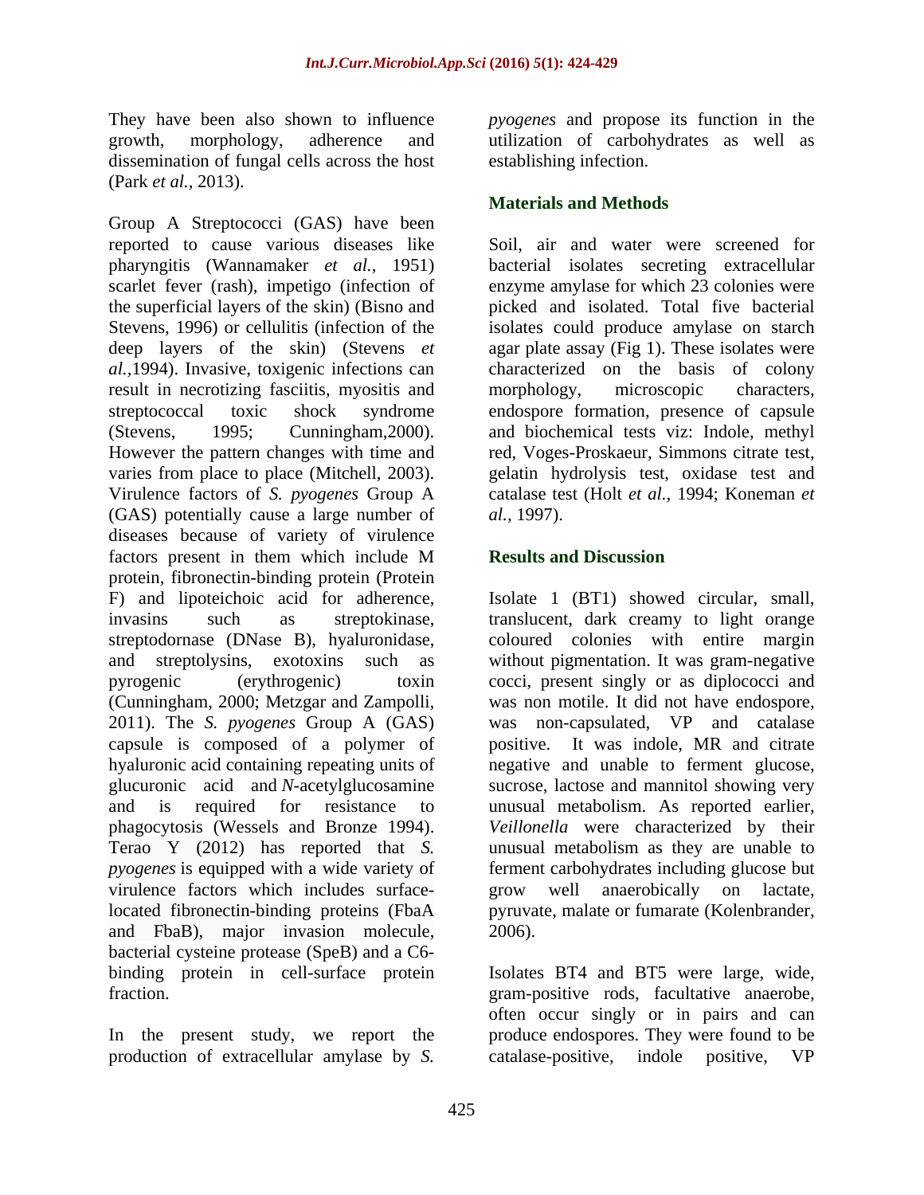They have been also shown to influence growth, morphology, adherence and dissemination of fungal cells across the host (Park *et al.,* 2013).

Group A Streptococci (GAS) have been reported to cause various diseases like pharyngitis (Wannamaker *et al.,* 1951) scarlet fever (rash), impetigo (infection of the superficial layers of the skin) (Bisno and Stevens, 1996) or cellulitis (infection of the deep layers of the skin) (Stevens *et al.,*1994). Invasive, toxigenic infections can result in necrotizing fasciitis, myositis and streptococcal toxic shock syndrome (Stevens, 1995; Cunningham,2000). However the pattern changes with time and varies from place to place (Mitchell, 2003). Virulence factors of *S. pyogenes* Group A (GAS) potentially cause a large number of diseases because of variety of virulence factors present in them which include M protein, fibronectin-binding protein (Protein F) and lipoteichoic acid for adherence, invasins such as streptokinase, streptodornase (DNase B), hyaluronidase, and streptolysins, exotoxins such as pyrogenic (erythrogenic) toxin (Cunningham, 2000; Metzgar and Zampolli, 2011). The *S. pyogenes* Group A (GAS) capsule is composed of a polymer of hyaluronic acid containing repeating units of glucuronic acid and *N*-acetylglucosamine and is required for resistance to phagocytosis (Wessels and Bronze 1994). Terao Y (2012) has reported that *S. pyogenes* is equipped with a wide variety of virulence factors which includes surface-located fibronectin-binding proteins (FbaA and FbaB), major invasion molecule, bacterial cysteine protease (SpeB) and a C6-binding protein in cell-surface protein fraction.

In the present study, we report the production of extracellular amylase by *S. pyogenes* and propose its function in the utilization of carbohydrates as well as establishing infection.

## Materials and Methods

Soil, air and water were screened for bacterial isolates secreting extracellular enzyme amylase for which 23 colonies were picked and isolated. Total five bacterial isolates could produce amylase on starch agar plate assay (Fig 1). These isolates were characterized on the basis of colony morphology, microscopic characters, endospore formation, presence of capsule and biochemical tests viz: Indole, methyl red, Voges-Proskaeur, Simmons citrate test, gelatin hydrolysis test, oxidase test and catalase test (Holt *et al.,* 1994; Koneman *et al.,* 1997).

## Results and Discussion

Isolate 1 (BT1) showed circular, small, translucent, dark creamy to light orange coloured colonies with entire margin without pigmentation. It was gram-negative cocci, present singly or as diplococci and was non motile. It did not have endospore, was non-capsulated, VP and catalase positive. It was indole, MR and citrate negative and unable to ferment glucose, sucrose, lactose and mannitol showing very unusual metabolism. As reported earlier, *Veillonella* were characterized by their unusual metabolism as they are unable to ferment carbohydrates including glucose but grow well anaerobically on lactate, pyruvate, malate or fumarate (Kolenbrander, 2006).

Isolates BT4 and BT5 were large, wide, gram-positive rods, facultative anaerobe, often occur singly or in pairs and can produce endospores. They were found to be catalase-positive, indole positive, VP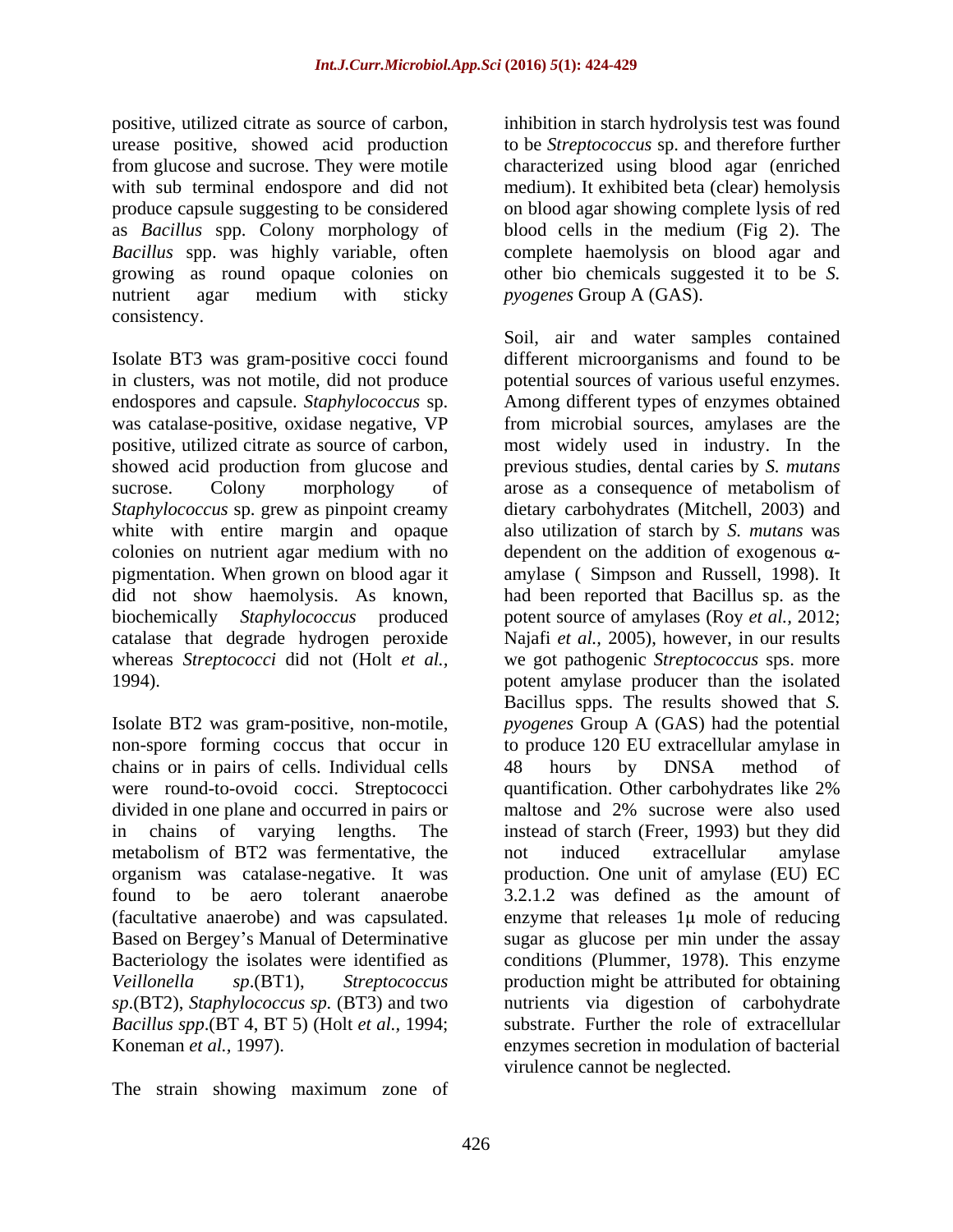positive, utilized citrate as source of carbon, urease positive, showed acid production from glucose and sucrose. They were motile with sub terminal endospore and did not produce capsule suggesting to be considered as *Bacillus* spp. Colony morphology of *Bacillus* spp. was highly variable, often growing as round opaque colonies on nutrient agar medium with sticky consistency.

Isolate BT3 was gram-positive cocci found in clusters, was not motile, did not produce endospores and capsule. *Staphylococcus* sp. was catalase-positive, oxidase negative, VP positive, utilized citrate as source of carbon, showed acid production from glucose and sucrose. Colony morphology of *Staphylococcus* sp. grew as pinpoint creamy white with entire margin and opaque colonies on nutrient agar medium with no pigmentation. When grown on blood agar it did not show haemolysis. As known, biochemically *Staphylococcus* produced catalase that degrade hydrogen peroxide whereas *Streptococci* did not (Holt *et al.,* 1994).

Isolate BT2 was gram-positive, non-motile, non-spore forming coccus that occur in chains or in pairs of cells. Individual cells were round-to-ovoid cocci. Streptococci divided in one plane and occurred in pairs or in chains of varying lengths. The metabolism of BT2 was fermentative, the organism was catalase-negative. It was found to be aero tolerant anaerobe (facultative anaerobe) and was capsulated. Based on Bergey's Manual of Determinative Bacteriology the isolates were identified as *Veillonella sp*.(BT1), *Streptococcus sp*.(BT2), *Staphylococcus sp.* (BT3) and two *Bacillus spp*.(BT 4, BT 5) (Holt *et al.,* 1994; Koneman *et al.,* 1997).

The strain showing maximum zone of inhibition in starch hydrolysis test was found to be *Streptococcus* sp. and therefore further characterized using blood agar (enriched medium). It exhibited beta (clear) hemolysis on blood agar showing complete lysis of red blood cells in the medium (Fig 2). The complete haemolysis on blood agar and other bio chemicals suggested it to be *S. pyogenes* Group A (GAS).

Soil, air and water samples contained different microorganisms and found to be potential sources of various useful enzymes. Among different types of enzymes obtained from microbial sources, amylases are the most widely used in industry. In the previous studies, dental caries by *S. mutans* arose as a consequence of metabolism of dietary carbohydrates (Mitchell, 2003) and also utilization of starch by *S. mutans* was dependent on the addition of exogenous $\alpha$-amylase ( Simpson and Russell, 1998). It had been reported that Bacillus sp. as the potent source of amylases (Roy *et al.,* 2012; Najafi *et al.,* 2005), however, in our results we got pathogenic *Streptococcus* sps. more potent amylase producer than the isolated Bacillus spps. The results showed that *S. pyogenes* Group A (GAS) had the potential to produce 120 EU extracellular amylase in 48 hours by DNSA method of quantification. Other carbohydrates like 2% maltose and 2% sucrose were also used instead of starch (Freer, 1993) but they did not induced extracellular amylase production. One unit of amylase (EU) EC 3.2.1.2 was defined as the amount of enzyme that releases 1$\mu$ mole of reducing sugar as glucose per min under the assay conditions (Plummer, 1978). This enzyme production might be attributed for obtaining nutrients via digestion of carbohydrate substrate. Further the role of extracellular enzymes secretion in modulation of bacterial virulence cannot be neglected.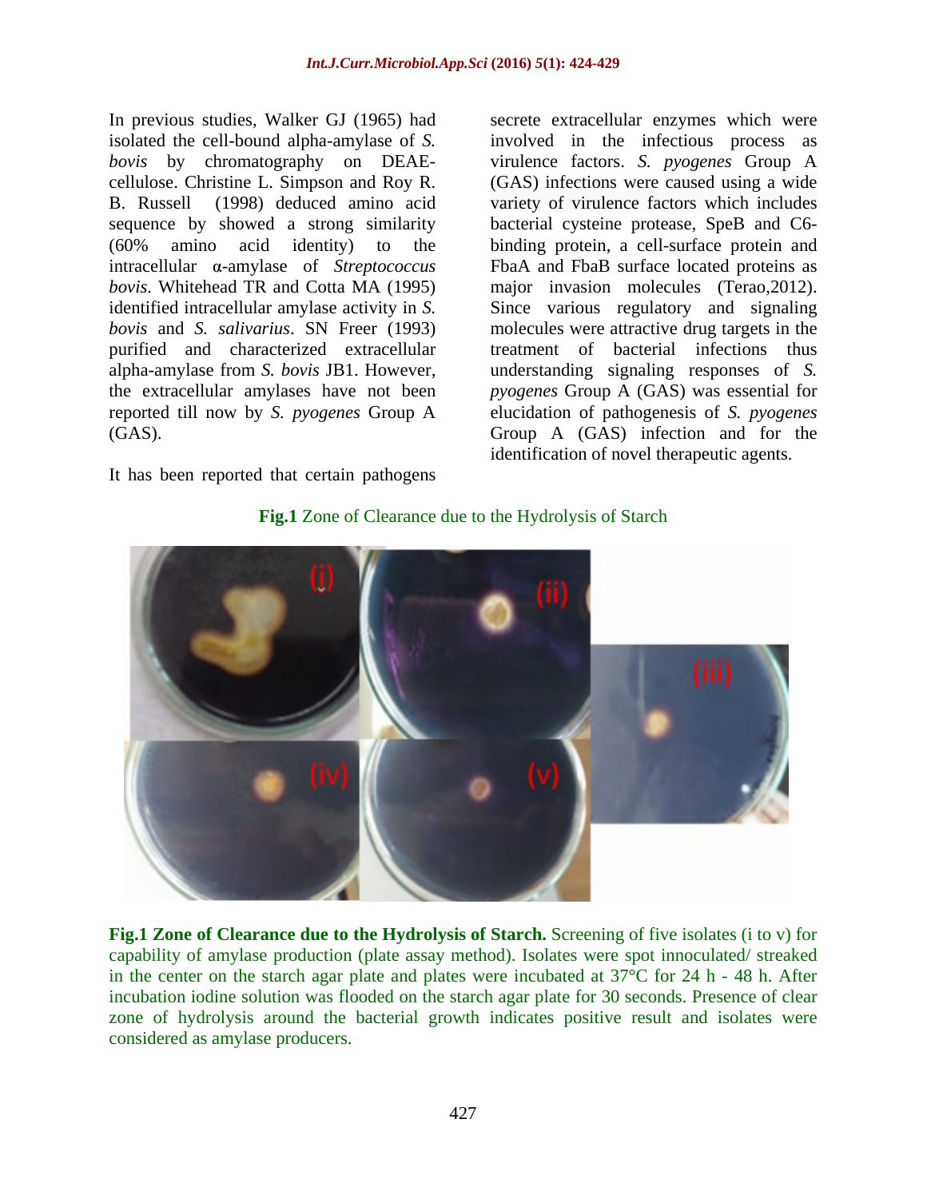In previous studies, Walker GJ (1965) had isolated the cell-bound alpha-amylase of *S. bovis* by chromatography on DEAE-cellulose. Christine L. Simpson and Roy R. B. Russell (1998) deduced amino acid sequence by showed a strong similarity (60% amino acid identity) to the intracellular α-amylase of *Streptococcus bovis*. Whitehead TR and Cotta MA (1995) identified intracellular amylase activity in *S. bovis* and *S. salivarius*. SN Freer (1993) purified and characterized extracellular alpha-amylase from *S. bovis* JB1. However, the extracellular amylases have not been reported till now by *S. pyogenes* Group A (GAS).

It has been reported that certain pathogens secrete extracellular enzymes which were involved in the infectious process as virulence factors. *S. pyogenes* Group A (GAS) infections were caused using a wide variety of virulence factors which includes bacterial cysteine protease, SpeB and C6-binding protein, a cell-surface protein and FbaA and FbaB surface located proteins as major invasion molecules (Terao,2012). Since various regulatory and signaling molecules were attractive drug targets in the treatment of bacterial infections thus understanding signaling responses of *S. pyogenes* Group A (GAS) was essential for elucidation of pathogenesis of *S. pyogenes* Group A (GAS) infection and for the identification of novel therapeutic agents.

**Fig.1** Zone of Clearance due to the Hydrolysis of Starch

**Fig.1 Zone of Clearance due to the Hydrolysis of Starch.** Screening of five isolates (i to v) for capability of amylase production (plate assay method). Isolates were spot innoculated/ streaked in the center on the starch agar plate and plates were incubated at 37°C for 24 h - 48 h. After incubation iodine solution was flooded on the starch agar plate for 30 seconds. Presence of clear zone of hydrolysis around the bacterial growth indicates positive result and isolates were considered as amylase producers.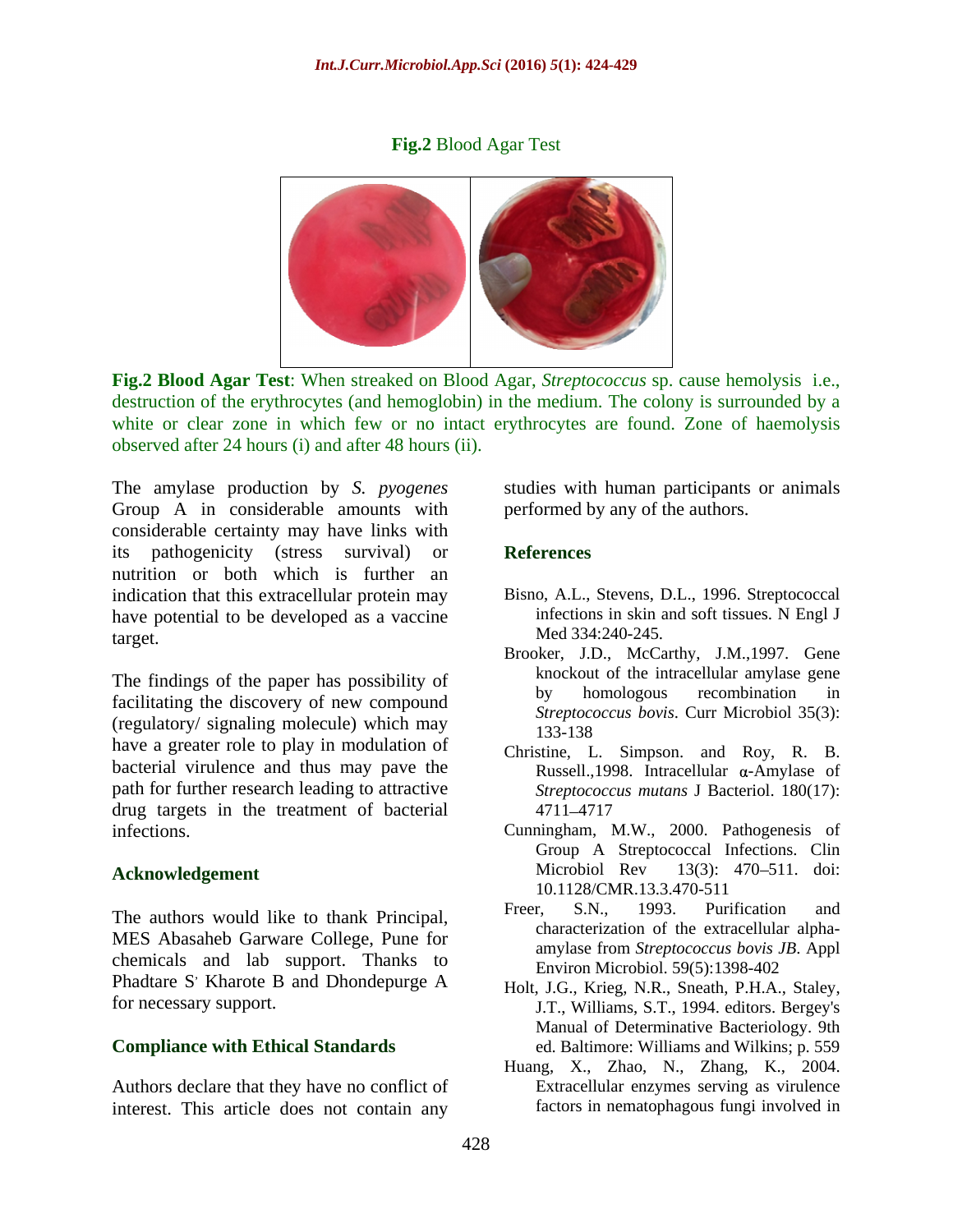**Fig.2** Blood Agar Test

**Fig.2 Blood Agar Test**: When streaked on Blood Agar, *Streptococcus* sp. cause hemolysis i.e., destruction of the erythrocytes (and hemoglobin) in the medium. The colony is surrounded by a white or clear zone in which few or no intact erythrocytes are found. Zone of haemolysis observed after 24 hours (i) and after 48 hours (ii).

The amylase production by *S. pyogenes* Group A in considerable amounts with considerable certainty may have links with its pathogenicity (stress survival) or nutrition or both which is further an indication that this extracellular protein may have potential to be developed as a vaccine target.

The findings of the paper has possibility of facilitating the discovery of new compound (regulatory/ signaling molecule) which may have a greater role to play in modulation of bacterial virulence and thus may pave the path for further research leading to attractive drug targets in the treatment of bacterial infections.

## Acknowledgement

The authors would like to thank Principal, MES Abasaheb Garware College, Pune for chemicals and lab support. Thanks to Phadtare S, Kharote B and Dhondepurge A for necessary support.

## Compliance with Ethical Standards

Authors declare that they have no conflict of interest. This article does not contain any studies with human participants or animals performed by any of the authors.

## References

Bisno, A.L., Stevens, D.L., 1996. Streptococcal infections in skin and soft tissues. N Engl J Med 334:240-245.

Brooker, J.D., McCarthy, J.M.,1997. Gene knockout of the intracellular amylase gene by homologous recombination in *Streptococcus bovis*. Curr Microbiol 35(3): 133-138

Christine, L. Simpson. and Roy, R. B. Russell.,1998. Intracellular α-Amylase of *Streptococcus mutans* J Bacteriol. 180(17): 4711–4717

Cunningham, M.W., 2000. Pathogenesis of Group A Streptococcal Infections. Clin Microbiol Rev 13(3): 470–511. doi: 10.1128/CMR.13.3.470-511

Freer, S.N., 1993. Purification and characterization of the extracellular alpha-amylase from *Streptococcus bovis JB*. Appl Environ Microbiol. 59(5):1398-402

Holt, J.G., Krieg, N.R., Sneath, P.H.A., Staley, J.T., Williams, S.T., 1994. editors. Bergey's Manual of Determinative Bacteriology. 9th ed. Baltimore: Williams and Wilkins; p. 559

Huang, X., Zhao, N., Zhang, K., 2004. Extracellular enzymes serving as virulence factors in nematophagous fungi involved in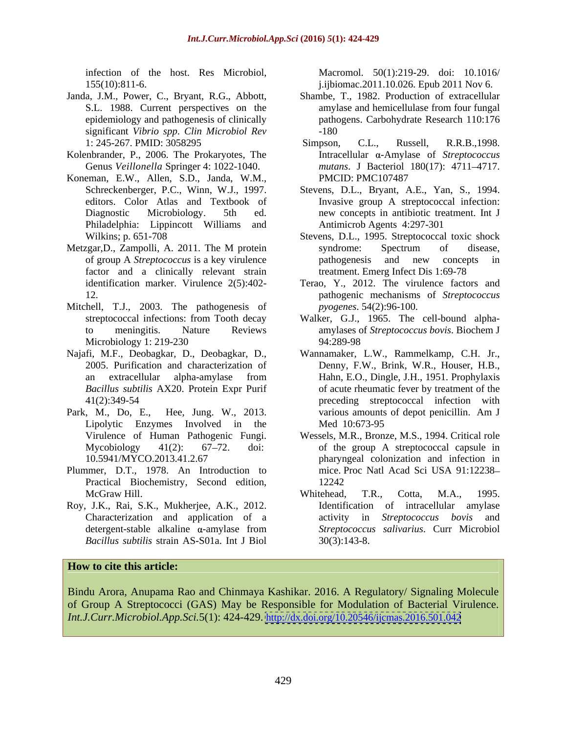infection of the host. Res Microbiol, 155(10):811-6.

Janda, J.M., Power, C., Bryant, R.G., Abbott, S.L. 1988. Current perspectives on the epidemiology and pathogenesis of clinically significant *Vibrio spp*. *Clin Microbiol Rev* 1: 245-267. PMID: 3058295

Kolenbrander, P., 2006. The Prokaryotes, The Genus *Veillonella* Springer 4: 1022-1040.

Koneman, E.W., Allen, S.D., Janda, W.M., Schreckenberger, P.C., Winn, W.J., 1997. editors. Color Atlas and Textbook of Diagnostic Microbiology. 5th ed. Philadelphia: Lippincott Williams and Wilkins; p. 651-708

Metzgar,D., Zampolli, A. 2011. The M protein of group A *Streptococcus* is a key virulence factor and a clinically relevant strain identification marker. Virulence 2(5):402-12.

Mitchell, T.J., 2003. The pathogenesis of streptococcal infections: from Tooth decay to meningitis. Nature Reviews Microbiology 1: 219-230

Najafi, M.F., Deobagkar, D., Deobagkar, D., 2005. Purification and characterization of an extracellular alpha-amylase from *Bacillus subtilis* AX20. Protein Expr Purif 41(2):349-54

Park, M., Do, E., Hee, Jung. W., 2013. Lipolytic Enzymes Involved in the Virulence of Human Pathogenic Fungi. Mycobiology 41(2): 67–72. doi: 10.5941/MYCO.2013.41.2.67

Plummer, D.T., 1978. An Introduction to Practical Biochemistry, Second edition, McGraw Hill.

Roy, J.K., Rai, S.K., Mukherjee, A.K., 2012. Characterization and application of a detergent-stable alkaline α-amylase from *Bacillus subtilis* strain AS-S01a. Int J Biol Macromol. 50(1):219-29. doi: 10.1016/ j.ijbiomac.2011.10.026. Epub 2011 Nov 6.

Shambe, T., 1982. Production of extracellular amylase and hemicellulase from four fungal pathogens. Carbohydrate Research 110:176 -180

Simpson, C.L., Russell, R.R.B.,1998. Intracellular α-Amylase of *Streptococcus mutans*. J Bacteriol 180(17): 4711–4717. PMCID: PMC107487

Stevens, D.L., Bryant, A.E., Yan, S., 1994. Invasive group A streptococcal infection: new concepts in antibiotic treatment. Int J Antimicrob Agents 4:297-301

Stevens, D.L., 1995. Streptococcal toxic shock syndrome: Spectrum of disease, pathogenesis and new concepts in treatment. Emerg Infect Dis 1:69-78

Terao, Y., 2012. The virulence factors and pathogenic mechanisms of *Streptococcus pyogenes*. 54(2):96-100.

Walker, G.J., 1965. The cell-bound alpha-amylases of *Streptococcus bovis*. Biochem J 94:289-98

Wannamaker, L.W., Rammelkamp, C.H. Jr., Denny, F.W., Brink, W.R., Houser, H.B., Hahn, E.O., Dingle, J.H., 1951. Prophylaxis of acute rheumatic fever by treatment of the preceding streptococcal infection with various amounts of depot penicillin. Am J Med 10:673-95

Wessels, M.R., Bronze, M.S., 1994. Critical role of the group A streptococcal capsule in pharyngeal colonization and infection in mice. Proc Natl Acad Sci USA 91:12238–12242

Whitehead, T.R., Cotta, M.A., 1995. Identification of intracellular amylase activity in *Streptococcus bovis* and *Streptococcus salivarius*. Curr Microbiol 30(3):143-8.

**How to cite this article:**

Bindu Arora, Anupama Rao and Chinmaya Kashikar. 2016. A Regulatory/ Signaling Molecule of Group A Streptococci (GAS) May be Responsible for Modulation of Bacterial Virulence. *Int.J.Curr.Microbiol.App.Sci.*5(1): 424-429. http://dx.doi.org/10.20546/ijcmas.2016.501.042